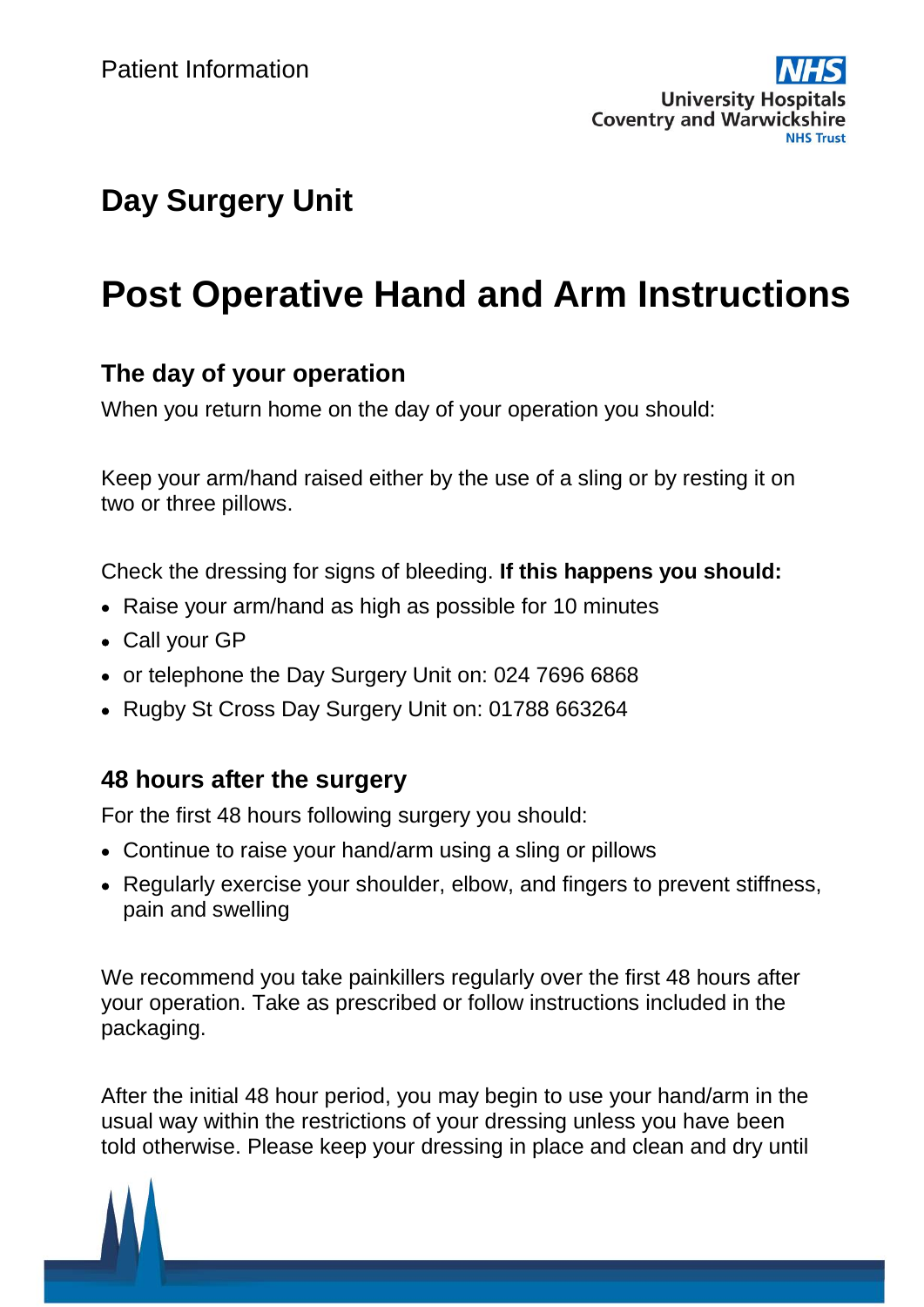Patient Information

University Hospitals Coventry and Warwickshire NHS Trust

# Day Surgery Unit

# Post Operative Hand and Arm Instructions

## The day of your operation

When you return home on the day of your operation you should:

Keep your arm/hand raised either by the use of a sling or by resting it on two or three pillows.

Check the dressing for signs of bleeding. **If this happens you should:**

- Raise your arm/hand as high as possible for 10 minutes
- Call your GP
- or telephone the Day Surgery Unit on: 024 7696 6868
- Rugby St Cross Day Surgery Unit on: 01788 663264

## 48 hours after the surgery

For the first 48 hours following surgery you should:

- Continue to raise your hand/arm using a sling or pillows
- Regularly exercise your shoulder, elbow, and fingers to prevent stiffness, pain and swelling

We recommend you take painkillers regularly over the first 48 hours after your operation. Take as prescribed or follow instructions included in the packaging.

After the initial 48 hour period, you may begin to use your hand/arm in the usual way within the restrictions of your dressing unless you have been told otherwise. Please keep your dressing in place and clean and dry until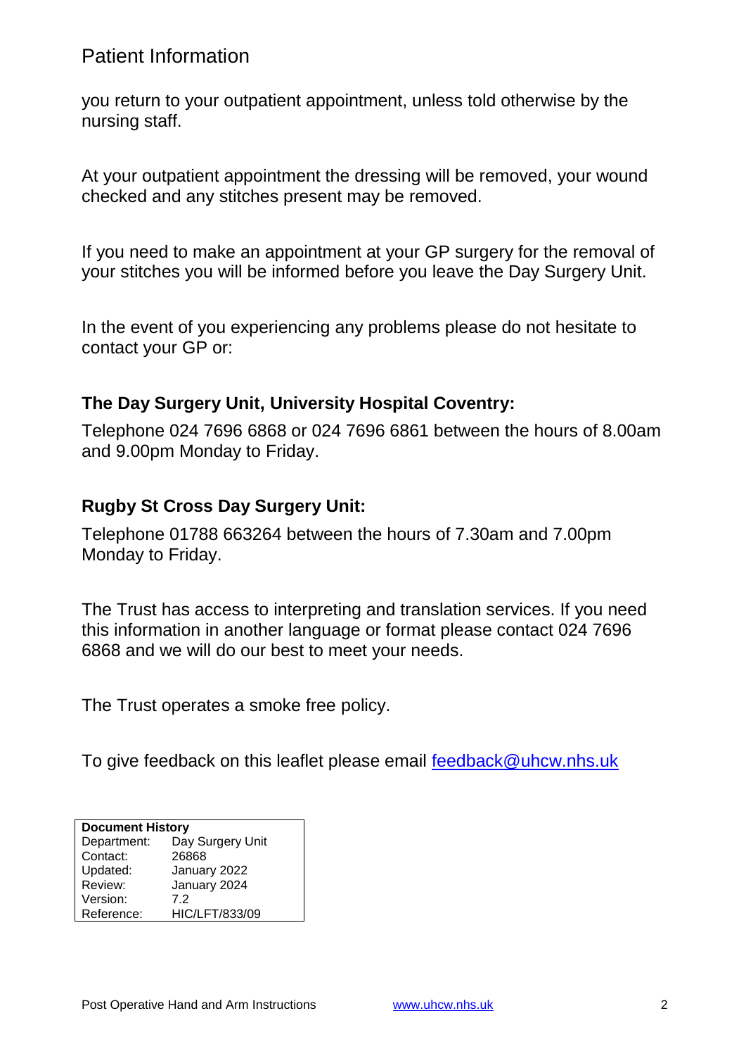you return to your outpatient appointment, unless told otherwise by the nursing staff.

At your outpatient appointment the dressing will be removed, your wound checked and any stitches present may be removed.

If you need to make an appointment at your GP surgery for the removal of your stitches you will be informed before you leave the Day Surgery Unit.

In the event of you experiencing any problems please do not hesitate to contact your GP or:

### The Day Surgery Unit, University Hospital Coventry:

Telephone 024 7696 6868 or 024 7696 6861 between the hours of 8.00am and 9.00pm Monday to Friday.

### Rugby St Cross Day Surgery Unit:

Telephone 01788 663264 between the hours of 7.30am and 7.00pm Monday to Friday.

The Trust has access to interpreting and translation services. If you need this information in another language or format please contact 024 7696 6868 and we will do our best to meet your needs.

The Trust operates a smoke free policy.

To give feedback on this leaflet please email feedback@uhcw.nhs.uk

| **Document History** | |
|---|---|
| Department: | Day Surgery Unit |
| Contact: | 26868 |
| Updated: | January 2022 |
| Review: | January 2024 |
| Version: | 7.2 |
| Reference: | HIC/LFT/833/09 |